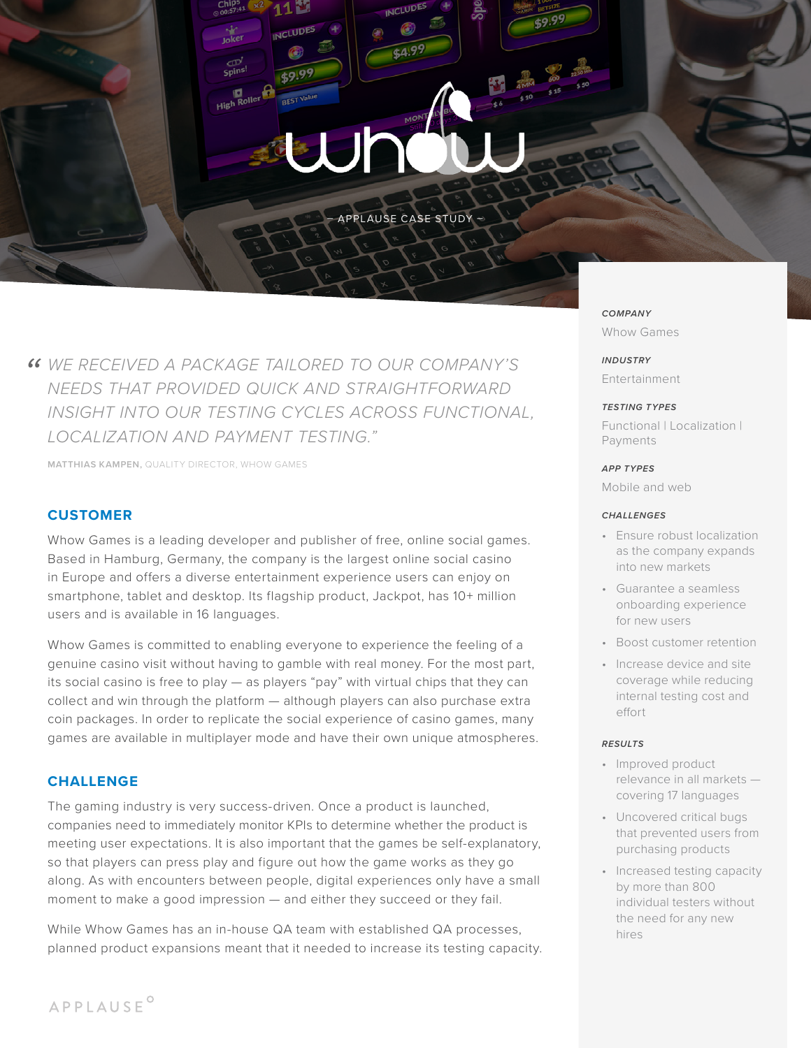# whow

— APPLAUSE CASE STUDY —

> *"WE RECEIVED A PACKAGE TAILORED TO OUR COMPANY'S NEEDS THAT PROVIDED QUICK AND STRAIGHTFORWARD INSIGHT INTO OUR TESTING CYCLES ACROSS FUNCTIONAL, LOCALIZATION AND PAYMENT TESTING."*

**MATTHIAS KAMPEN,** QUALITY DIRECTOR, WHOW GAMES

## CUSTOMER

Whow Games is a leading developer and publisher of free, online social games. Based in Hamburg, Germany, the company is the largest online social casino in Europe and offers a diverse entertainment experience users can enjoy on smartphone, tablet and desktop. Its flagship product, Jackpot, has 10+ million users and is available in 16 languages.

Whow Games is committed to enabling everyone to experience the feeling of a genuine casino visit without having to gamble with real money. For the most part, its social casino is free to play — as players "pay" with virtual chips that they can collect and win through the platform — although players can also purchase extra coin packages. In order to replicate the social experience of casino games, many games are available in multiplayer mode and have their own unique atmospheres.

## CHALLENGE

The gaming industry is very success-driven. Once a product is launched, companies need to immediately monitor KPIs to determine whether the product is meeting user expectations. It is also important that the games be self-explanatory, so that players can press play and figure out how the game works as they go along. As with encounters between people, digital experiences only have a small moment to make a good impression — and either they succeed or they fail.

While Whow Games has an in-house QA team with established QA processes, planned product expansions meant that it needed to increase its testing capacity.

***COMPANY***

Whow Games

***INDUSTRY***

Entertainment

***TESTING TYPES***

Functional | Localization | Payments

***APP TYPES***

Mobile and web

***CHALLENGES***

- Ensure robust localization as the company expands into new markets
- Guarantee a seamless onboarding experience for new users
- Boost customer retention
- Increase device and site coverage while reducing internal testing cost and effort

***RESULTS***

- Improved product relevance in all markets — covering 17 languages
- Uncovered critical bugs that prevented users from purchasing products
- Increased testing capacity by more than 800 individual testers without the need for any new hires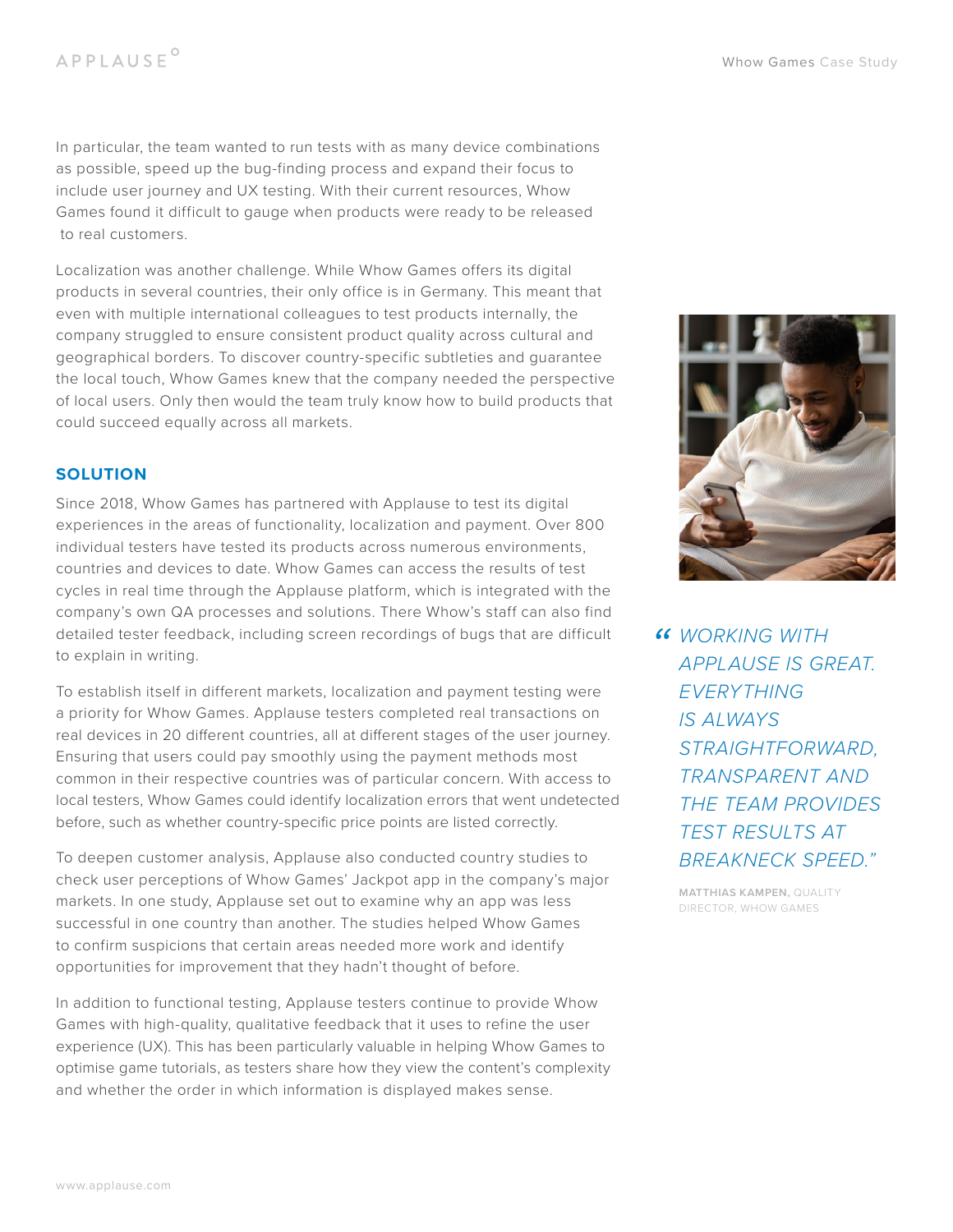In particular, the team wanted to run tests with as many device combinations as possible, speed up the bug-finding process and expand their focus to include user journey and UX testing. With their current resources, Whow Games found it difficult to gauge when products were ready to be released to real customers.

Localization was another challenge. While Whow Games offers its digital products in several countries, their only office is in Germany. This meant that even with multiple international colleagues to test products internally, the company struggled to ensure consistent product quality across cultural and geographical borders. To discover country-specific subtleties and guarantee the local touch, Whow Games knew that the company needed the perspective of local users. Only then would the team truly know how to build products that could succeed equally across all markets.

## SOLUTION

Since 2018, Whow Games has partnered with Applause to test its digital experiences in the areas of functionality, localization and payment. Over 800 individual testers have tested its products across numerous environments, countries and devices to date. Whow Games can access the results of test cycles in real time through the Applause platform, which is integrated with the company's own QA processes and solutions. There Whow's staff can also find detailed tester feedback, including screen recordings of bugs that are difficult to explain in writing.

To establish itself in different markets, localization and payment testing were a priority for Whow Games. Applause testers completed real transactions on real devices in 20 different countries, all at different stages of the user journey. Ensuring that users could pay smoothly using the payment methods most common in their respective countries was of particular concern. With access to local testers, Whow Games could identify localization errors that went undetected before, such as whether country-specific price points are listed correctly.

To deepen customer analysis, Applause also conducted country studies to check user perceptions of Whow Games' Jackpot app in the company's major markets. In one study, Applause set out to examine why an app was less successful in one country than another. The studies helped Whow Games to confirm suspicions that certain areas needed more work and identify opportunities for improvement that they hadn't thought of before.

In addition to functional testing, Applause testers continue to provide Whow Games with high-quality, qualitative feedback that it uses to refine the user experience (UX). This has been particularly valuable in helping Whow Games to optimise game tutorials, as testers share how they view the content's complexity and whether the order in which information is displayed makes sense.

> *"WORKING WITH APPLAUSE IS GREAT. EVERYTHING IS ALWAYS STRAIGHTFORWARD, TRANSPARENT AND THE TEAM PROVIDES TEST RESULTS AT BREAKNECK SPEED."*
>
> **MATTHIAS KAMPEN,** QUALITY DIRECTOR, WHOW GAMES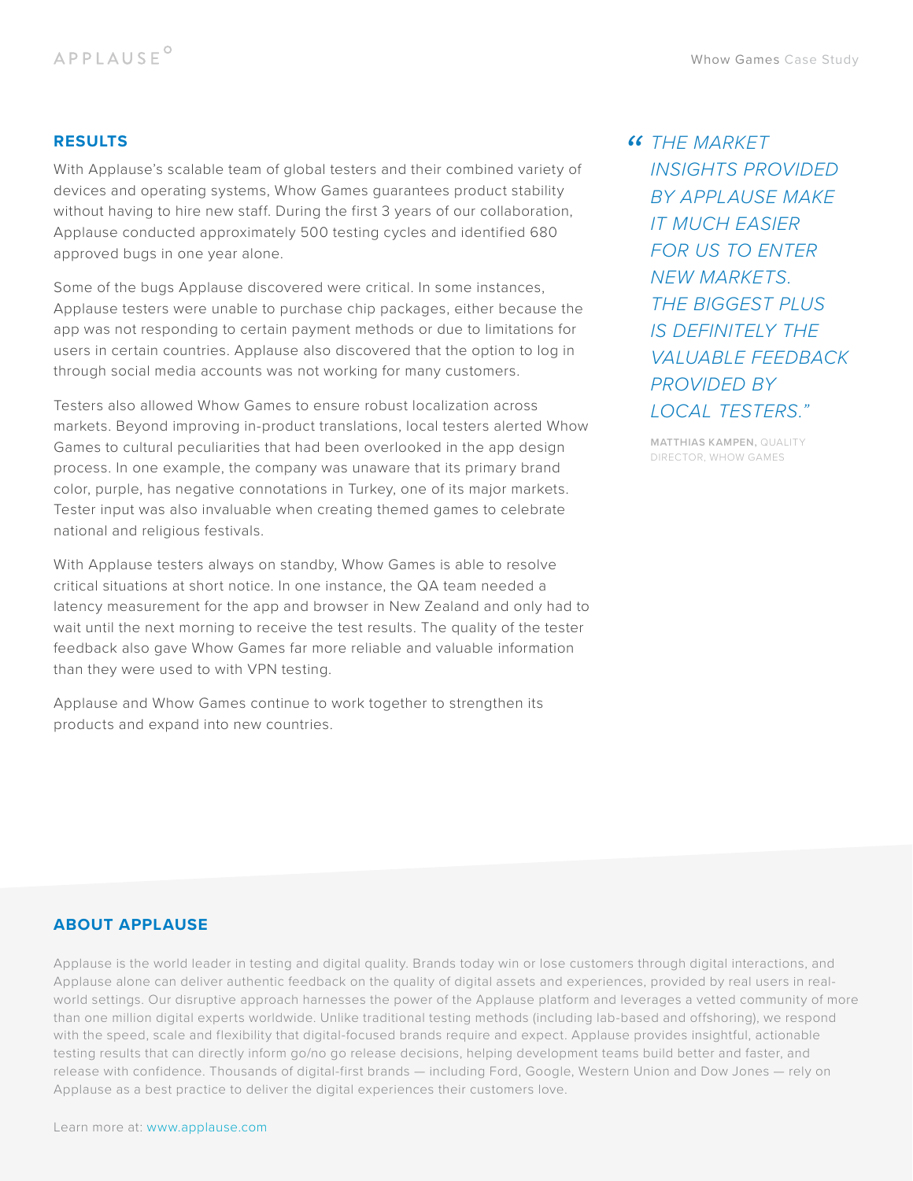## RESULTS

With Applause's scalable team of global testers and their combined variety of devices and operating systems, Whow Games guarantees product stability without having to hire new staff. During the first 3 years of our collaboration, Applause conducted approximately 500 testing cycles and identified 680 approved bugs in one year alone.

Some of the bugs Applause discovered were critical. In some instances, Applause testers were unable to purchase chip packages, either because the app was not responding to certain payment methods or due to limitations for users in certain countries. Applause also discovered that the option to log in through social media accounts was not working for many customers.

Testers also allowed Whow Games to ensure robust localization across markets. Beyond improving in-product translations, local testers alerted Whow Games to cultural peculiarities that had been overlooked in the app design process. In one example, the company was unaware that its primary brand color, purple, has negative connotations in Turkey, one of its major markets. Tester input was also invaluable when creating themed games to celebrate national and religious festivals.

With Applause testers always on standby, Whow Games is able to resolve critical situations at short notice. In one instance, the QA team needed a latency measurement for the app and browser in New Zealand and only had to wait until the next morning to receive the test results. The quality of the tester feedback also gave Whow Games far more reliable and valuable information than they were used to with VPN testing.

Applause and Whow Games continue to work together to strengthen its products and expand into new countries.

> *"THE MARKET INSIGHTS PROVIDED BY APPLAUSE MAKE IT MUCH EASIER FOR US TO ENTER NEW MARKETS. THE BIGGEST PLUS IS DEFINITELY THE VALUABLE FEEDBACK PROVIDED BY LOCAL TESTERS."*
>
> **MATTHIAS KAMPEN,** QUALITY DIRECTOR, WHOW GAMES

## ABOUT APPLAUSE

Applause is the world leader in testing and digital quality. Brands today win or lose customers through digital interactions, and Applause alone can deliver authentic feedback on the quality of digital assets and experiences, provided by real users in real-world settings. Our disruptive approach harnesses the power of the Applause platform and leverages a vetted community of more than one million digital experts worldwide. Unlike traditional testing methods (including lab-based and offshoring), we respond with the speed, scale and flexibility that digital-focused brands require and expect. Applause provides insightful, actionable testing results that can directly inform go/no go release decisions, helping development teams build better and faster, and release with confidence. Thousands of digital-first brands — including Ford, Google, Western Union and Dow Jones — rely on Applause as a best practice to deliver the digital experiences their customers love.

Learn more at: www.applause.com